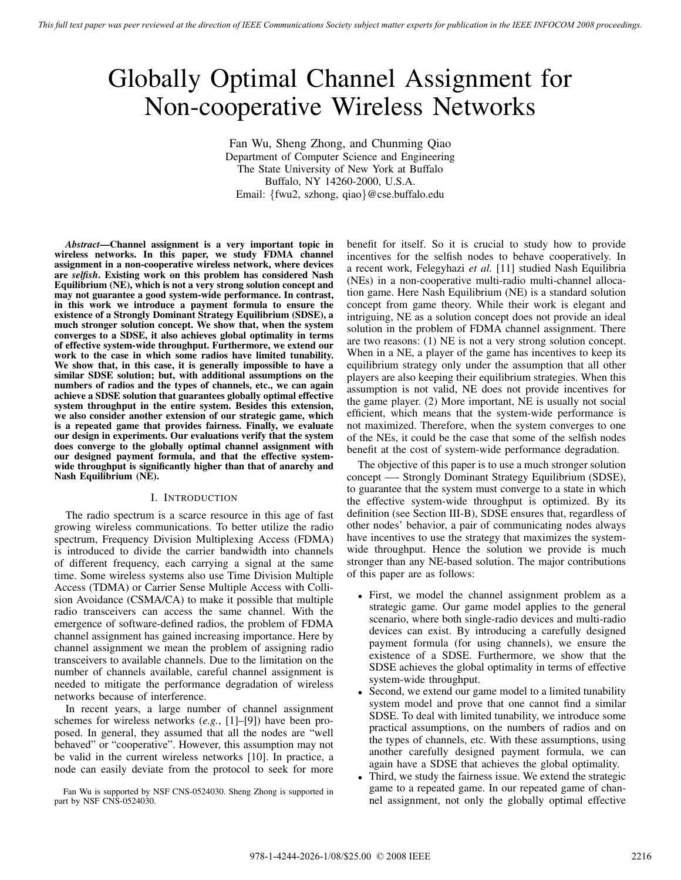# Globally Optimal Channel Assignment for Non-cooperative Wireless Networks

Fan Wu, Sheng Zhong, and Chunming Qiao
Department of Computer Science and Engineering
The State University of New York at Buffalo
Buffalo, NY 14260-2000, U.S.A.
Email: {fwu2, szhong, qiao}@cse.buffalo.edu

***Abstract*—Channel assignment is a very important topic in wireless networks. In this paper, we study FDMA channel assignment in a non-cooperative wireless network, where devices are *selfish*. Existing work on this problem has considered Nash Equilibrium (NE), which is not a very strong solution concept and may not guarantee a good system-wide performance. In contrast, in this work we introduce a payment formula to ensure the existence of a Strongly Dominant Strategy Equilibrium (SDSE), a much stronger solution concept. We show that, when the system converges to a SDSE, it also achieves global optimality in terms of effective system-wide throughput. Furthermore, we extend our work to the case in which some radios have limited tunability. We show that, in this case, it is generally impossible to have a similar SDSE solution; but, with additional assumptions on the numbers of radios and the types of channels, etc., we can again achieve a SDSE solution that guarantees globally optimal effective system throughput in the entire system. Besides this extension, we also consider another extension of our strategic game, which is a repeated game that provides fairness. Finally, we evaluate our design in experiments. Our evaluations verify that the system does converge to the globally optimal channel assignment with our designed payment formula, and that the effective system-wide throughput is significantly higher than that of anarchy and Nash Equilibrium (NE).**

## I. Introduction

The radio spectrum is a scarce resource in this age of fast growing wireless communications. To better utilize the radio spectrum, Frequency Division Multiplexing Access (FDMA) is introduced to divide the carrier bandwidth into channels of different frequency, each carrying a signal at the same time. Some wireless systems also use Time Division Multiple Access (TDMA) or Carrier Sense Multiple Access with Collision Avoidance (CSMA/CA) to make it possible that multiple radio transceivers can access the same channel. With the emergence of software-defined radios, the problem of FDMA channel assignment has gained increasing importance. Here by channel assignment we mean the problem of assigning radio transceivers to available channels. Due to the limitation on the number of channels available, careful channel assignment is needed to mitigate the performance degradation of wireless networks because of interference.

In recent years, a large number of channel assignment schemes for wireless networks (*e.g.*, [1]–[9]) have been proposed. In general, they assumed that all the nodes are "well behaved" or "cooperative". However, this assumption may not be valid in the current wireless networks [10]. In practice, a node can easily deviate from the protocol to seek for more benefit for itself. So it is crucial to study how to provide incentives for the selfish nodes to behave cooperatively. In a recent work, Felegyhazi *et al.* [11] studied Nash Equilibria (NEs) in a non-cooperative multi-radio multi-channel allocation game. Here Nash Equilibrium (NE) is a standard solution concept from game theory. While their work is elegant and intriguing, NE as a solution concept does not provide an ideal solution in the problem of FDMA channel assignment. There are two reasons: (1) NE is not a very strong solution concept. When in a NE, a player of the game has incentives to keep its equilibrium strategy only under the assumption that all other players are also keeping their equilibrium strategies. When this assumption is not valid, NE does not provide incentives for the game player. (2) More important, NE is usually not social efficient, which means that the system-wide performance is not maximized. Therefore, when the system converges to one of the NEs, it could be the case that some of the selfish nodes benefit at the cost of system-wide performance degradation.

The objective of this paper is to use a much stronger solution concept —- Strongly Dominant Strategy Equilibrium (SDSE), to guarantee that the system must converge to a state in which the effective system-wide throughput is optimized. By its definition (see Section III-B), SDSE ensures that, regardless of other nodes' behavior, a pair of communicating nodes always have incentives to use the strategy that maximizes the system-wide throughput. Hence the solution we provide is much stronger than any NE-based solution. The major contributions of this paper are as follows:

- First, we model the channel assignment problem as a strategic game. Our game model applies to the general scenario, where both single-radio devices and multi-radio devices can exist. By introducing a carefully designed payment formula (for using channels), we ensure the existence of a SDSE. Furthermore, we show that the SDSE achieves the global optimality in terms of effective system-wide throughput.
- Second, we extend our game model to a limited tunability system model and prove that one cannot find a similar SDSE. To deal with limited tunability, we introduce some practical assumptions, on the numbers of radios and on the types of channels, etc. With these assumptions, using another carefully designed payment formula, we can again have a SDSE that achieves the global optimality.
- Third, we study the fairness issue. We extend the strategic game to a repeated game. In our repeated game of channel assignment, not only the globally optimal effective

Fan Wu is supported by NSF CNS-0524030. Sheng Zhong is supported in part by NSF CNS-0524030.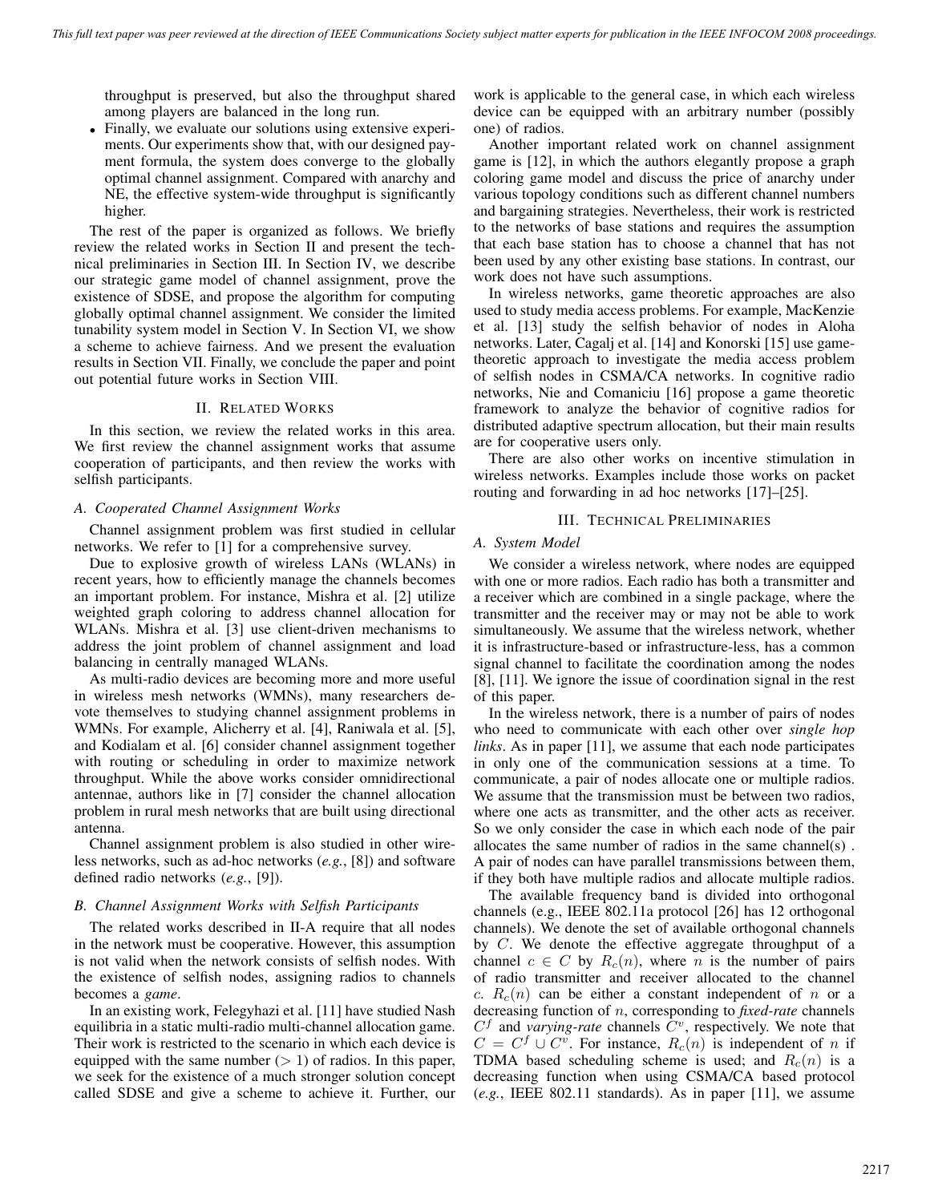throughput is preserved, but also the throughput shared among players are balanced in the long run.

- Finally, we evaluate our solutions using extensive experiments. Our experiments show that, with our designed payment formula, the system does converge to the globally optimal channel assignment. Compared with anarchy and NE, the effective system-wide throughput is significantly higher.

The rest of the paper is organized as follows. We briefly review the related works in Section II and present the technical preliminaries in Section III. In Section IV, we describe our strategic game model of channel assignment, prove the existence of SDSE, and propose the algorithm for computing globally optimal channel assignment. We consider the limited tunability system model in Section V. In Section VI, we show a scheme to achieve fairness. And we present the evaluation results in Section VII. Finally, we conclude the paper and point out potential future works in Section VIII.

## II. Related Works

In this section, we review the related works in this area. We first review the channel assignment works that assume cooperation of participants, and then review the works with selfish participants.

### A. Cooperated Channel Assignment Works

Channel assignment problem was first studied in cellular networks. We refer to [1] for a comprehensive survey.

Due to explosive growth of wireless LANs (WLANs) in recent years, how to efficiently manage the channels becomes an important problem. For instance, Mishra et al. [2] utilize weighted graph coloring to address channel allocation for WLANs. Mishra et al. [3] use client-driven mechanisms to address the joint problem of channel assignment and load balancing in centrally managed WLANs.

As multi-radio devices are becoming more and more useful in wireless mesh networks (WMNs), many researchers devote themselves to studying channel assignment problems in WMNs. For example, Alicherry et al. [4], Raniwala et al. [5], and Kodialam et al. [6] consider channel assignment together with routing or scheduling in order to maximize network throughput. While the above works consider omnidirectional antennae, authors like in [7] consider the channel allocation problem in rural mesh networks that are built using directional antenna.

Channel assignment problem is also studied in other wireless networks, such as ad-hoc networks (*e.g.*, [8]) and software defined radio networks (*e.g.*, [9]).

### B. Channel Assignment Works with Selfish Participants

The related works described in II-A require that all nodes in the network must be cooperative. However, this assumption is not valid when the network consists of selfish nodes. With the existence of selfish nodes, assigning radios to channels becomes a *game*.

In an existing work, Felegyhazi et al. [11] have studied Nash equilibria in a static multi-radio multi-channel allocation game. Their work is restricted to the scenario in which each device is equipped with the same number ($> 1$) of radios. In this paper, we seek for the existence of a much stronger solution concept called SDSE and give a scheme to achieve it. Further, our work is applicable to the general case, in which each wireless device can be equipped with an arbitrary number (possibly one) of radios.

Another important related work on channel assignment game is [12], in which the authors elegantly propose a graph coloring game model and discuss the price of anarchy under various topology conditions such as different channel numbers and bargaining strategies. Nevertheless, their work is restricted to the networks of base stations and requires the assumption that each base station has to choose a channel that has not been used by any other existing base stations. In contrast, our work does not have such assumptions.

In wireless networks, game theoretic approaches are also used to study media access problems. For example, MacKenzie et al. [13] study the selfish behavior of nodes in Aloha networks. Later, Cagalj et al. [14] and Konorski [15] use game-theoretic approach to investigate the media access problem of selfish nodes in CSMA/CA networks. In cognitive radio networks, Nie and Comaniciu [16] propose a game theoretic framework to analyze the behavior of cognitive radios for distributed adaptive spectrum allocation, but their main results are for cooperative users only.

There are also other works on incentive stimulation in wireless networks. Examples include those works on packet routing and forwarding in ad hoc networks [17]–[25].

## III. Technical Preliminaries

### A. System Model

We consider a wireless network, where nodes are equipped with one or more radios. Each radio has both a transmitter and a receiver which are combined in a single package, where the transmitter and the receiver may or may not be able to work simultaneously. We assume that the wireless network, whether it is infrastructure-based or infrastructure-less, has a common signal channel to facilitate the coordination among the nodes [8], [11]. We ignore the issue of coordination signal in the rest of this paper.

In the wireless network, there is a number of pairs of nodes who need to communicate with each other over *single hop links*. As in paper [11], we assume that each node participates in only one of the communication sessions at a time. To communicate, a pair of nodes allocate one or multiple radios. We assume that the transmission must be between two radios, where one acts as transmitter, and the other acts as receiver. So we only consider the case in which each node of the pair allocates the same number of radios in the same channel(s) . A pair of nodes can have parallel transmissions between them, if they both have multiple radios and allocate multiple radios.

The available frequency band is divided into orthogonal channels (e.g., IEEE 802.11a protocol [26] has 12 orthogonal channels). We denote the set of available orthogonal channels by $C$. We denote the effective aggregate throughput of a channel $c \in C$ by $R_c(n)$, where $n$ is the number of pairs of radio transmitter and receiver allocated to the channel $c$. $R_c(n)$ can be either a constant independent of $n$ or a decreasing function of $n$, corresponding to *fixed-rate* channels $C^f$ and *varying-rate* channels $C^v$, respectively. We note that $C = C^f \cup C^v$. For instance, $R_c(n)$ is independent of $n$ if TDMA based scheduling scheme is used; and $R_c(n)$ is a decreasing function when using CSMA/CA based protocol (*e.g.*, IEEE 802.11 standards). As in paper [11], we assume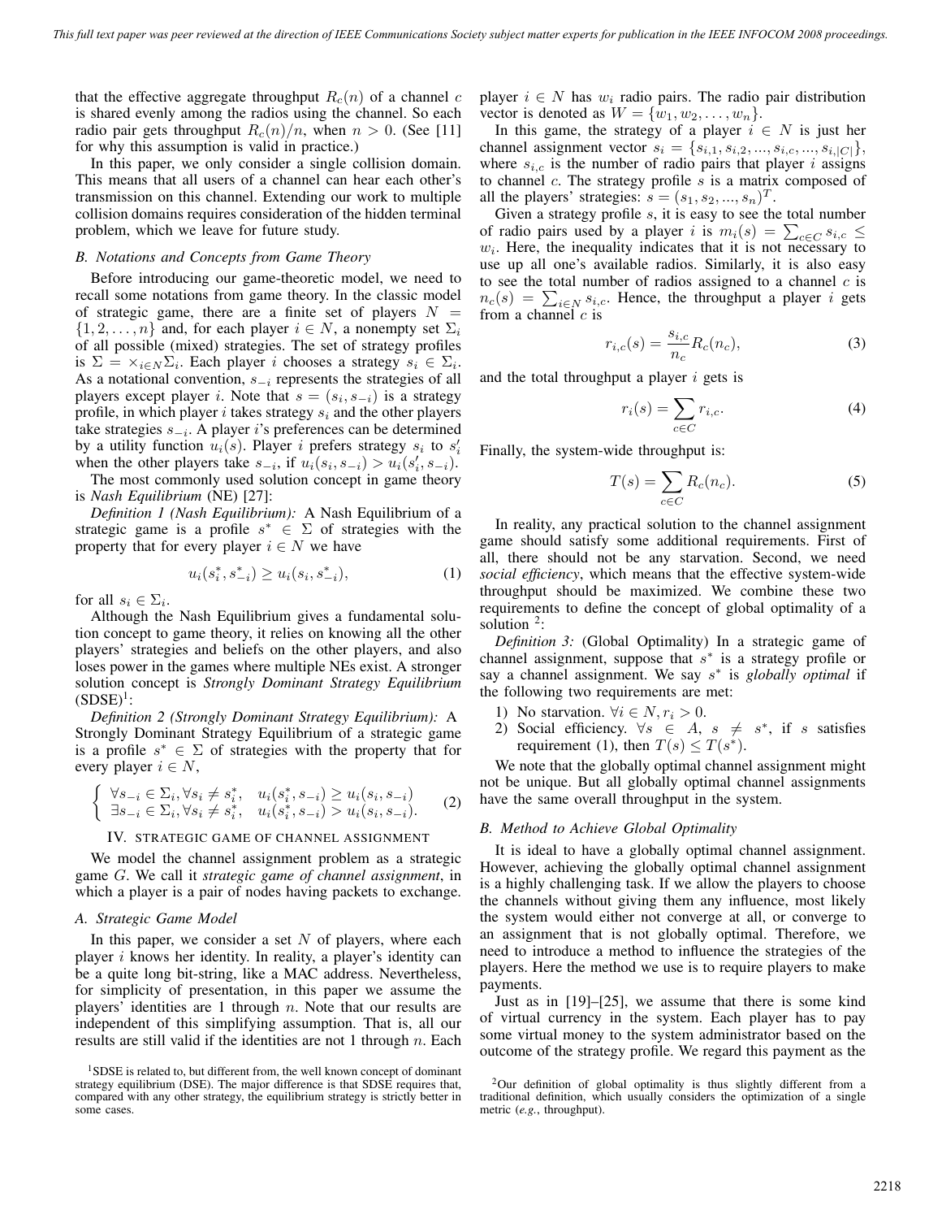that the effective aggregate throughput $R_c(n)$ of a channel $c$ is shared evenly among the radios using the channel. So each radio pair gets throughput $R_c(n)/n$, when $n > 0$. (See [11] for why this assumption is valid in practice.)

In this paper, we only consider a single collision domain. This means that all users of a channel can hear each other's transmission on this channel. Extending our work to multiple collision domains requires consideration of the hidden terminal problem, which we leave for future study.

### B. Notations and Concepts from Game Theory

Before introducing our game-theoretic model, we need to recall some notations from game theory. In the classic model of strategic game, there are a finite set of players $N = \{1, 2, \ldots, n\}$ and, for each player $i \in N$, a nonempty set $\Sigma_i$ of all possible (mixed) strategies. The set of strategy profiles is $\Sigma = \times_{i \in N} \Sigma_i$. Each player $i$ chooses a strategy $s_i \in \Sigma_i$. As a notational convention, $s_{-i}$ represents the strategies of all players except player $i$. Note that $s = (s_i, s_{-i})$ is a strategy profile, in which player $i$ takes strategy $s_i$ and the other players take strategies $s_{-i}$. A player $i$'s preferences can be determined by a utility function $u_i(s)$. Player $i$ prefers strategy $s_i$ to $s_i'$ when the other players take $s_{-i}$, if $u_i(s_i, s_{-i}) > u_i(s_i', s_{-i})$.

The most commonly used solution concept in game theory is *Nash Equilibrium* (NE) [27]:

*Definition 1 (Nash Equilibrium):* A Nash Equilibrium of a strategic game is a profile $s^* \in \Sigma$ of strategies with the property that for every player $i \in N$ we have

$$u_i(s_i^*, s_{-i}^*) \geq u_i(s_i, s_{-i}^*), \tag{1}$$

for all $s_i \in \Sigma_i$.

Although the Nash Equilibrium gives a fundamental solution concept to game theory, it relies on knowing all the other players' strategies and beliefs on the other players, and also loses power in the games where multiple NEs exist. A stronger solution concept is *Strongly Dominant Strategy Equilibrium* (SDSE)[1]:

*Definition 2 (Strongly Dominant Strategy Equilibrium):* A Strongly Dominant Strategy Equilibrium of a strategic game is a profile $s^* \in \Sigma$ of strategies with the property that for every player $i \in N$,

$$\begin{cases} \forall s_{-i} \in \Sigma_i, \forall s_i \neq s_i^*, & u_i(s_i^*, s_{-i}) \geq u_i(s_i, s_{-i}) \\ \exists s_{-i} \in \Sigma_i, \forall s_i \neq s_i^*, & u_i(s_i^*, s_{-i}) > u_i(s_i, s_{-i}). \end{cases} \tag{2}$$

## IV. Strategic Game of Channel Assignment

We model the channel assignment problem as a strategic game $G$. We call it *strategic game of channel assignment*, in which a player is a pair of nodes having packets to exchange.

### A. Strategic Game Model

In this paper, we consider a set $N$ of players, where each player $i$ knows her identity. In reality, a player's identity can be a quite long bit-string, like a MAC address. Nevertheless, for simplicity of presentation, in this paper we assume the players' identities are 1 through $n$. Note that our results are independent of this simplifying assumption. That is, all our results are still valid if the identities are not 1 through $n$. Each player $i \in N$ has $w_i$ radio pairs. The radio pair distribution vector is denoted as $W = \{w_1, w_2, \ldots, w_n\}$.

In this game, the strategy of a player $i \in N$ is just her channel assignment vector $s_i = \{s_{i,1}, s_{i,2}, ..., s_{i,c}, ..., s_{i,|C|}\}$, where $s_{i,c}$ is the number of radio pairs that player $i$ assigns to channel $c$. The strategy profile $s$ is a matrix composed of all the players' strategies: $s = (s_1, s_2, ..., s_n)^T$.

Given a strategy profile $s$, it is easy to see the total number of radio pairs used by a player $i$ is $m_i(s) = \sum_{c \in C} s_{i,c} \leq w_i$. Here, the inequality indicates that it is not necessary to use up all one's available radios. Similarly, it is also easy to see the total number of radios assigned to a channel $c$ is $n_c(s) = \sum_{i \in N} s_{i,c}$. Hence, the throughput a player $i$ gets from a channel $c$ is

$$r_{i,c}(s) = \frac{s_{i,c}}{n_c} R_c(n_c), \tag{3}$$

and the total throughput a player $i$ gets is

$$r_i(s) = \sum_{c \in C} r_{i,c}. \tag{4}$$

Finally, the system-wide throughput is:

$$T(s) = \sum_{c \in C} R_c(n_c). \tag{5}$$

In reality, any practical solution to the channel assignment game should satisfy some additional requirements. First of all, there should not be any starvation. Second, we need *social efficiency*, which means that the effective system-wide throughput should be maximized. We combine these two requirements to define the concept of global optimality of a solution [2]:

*Definition 3:* (Global Optimality) In a strategic game of channel assignment, suppose that $s^*$ is a strategy profile or say a channel assignment. We say $s^*$ is *globally optimal* if the following two requirements are met:

1) No starvation. $\forall i \in N, r_i > 0$.
2) Social efficiency. $\forall s \in A$, $s \neq s^*$, if $s$ satisfies requirement (1), then $T(s) \leq T(s^*)$.

We note that the globally optimal channel assignment might not be unique. But all globally optimal channel assignments have the same overall throughput in the system.

### B. Method to Achieve Global Optimality

It is ideal to have a globally optimal channel assignment. However, achieving the globally optimal channel assignment is a highly challenging task. If we allow the players to choose the channels without giving them any influence, most likely the system would either not converge at all, or converge to an assignment that is not globally optimal. Therefore, we need to introduce a method to influence the strategies of the players. Here the method we use is to require players to make payments.

Just as in [19]–[25], we assume that there is some kind of virtual currency in the system. Each player has to pay some virtual money to the system administrator based on the outcome of the strategy profile. We regard this payment as the

[1] SDSE is related to, but different from, the well known concept of dominant strategy equilibrium (DSE). The major difference is that SDSE requires that, compared with any other strategy, the equilibrium strategy is strictly better in some cases.

[2] Our definition of global optimality is thus slightly different from a traditional definition, which usually considers the optimization of a single metric (*e.g.*, throughput).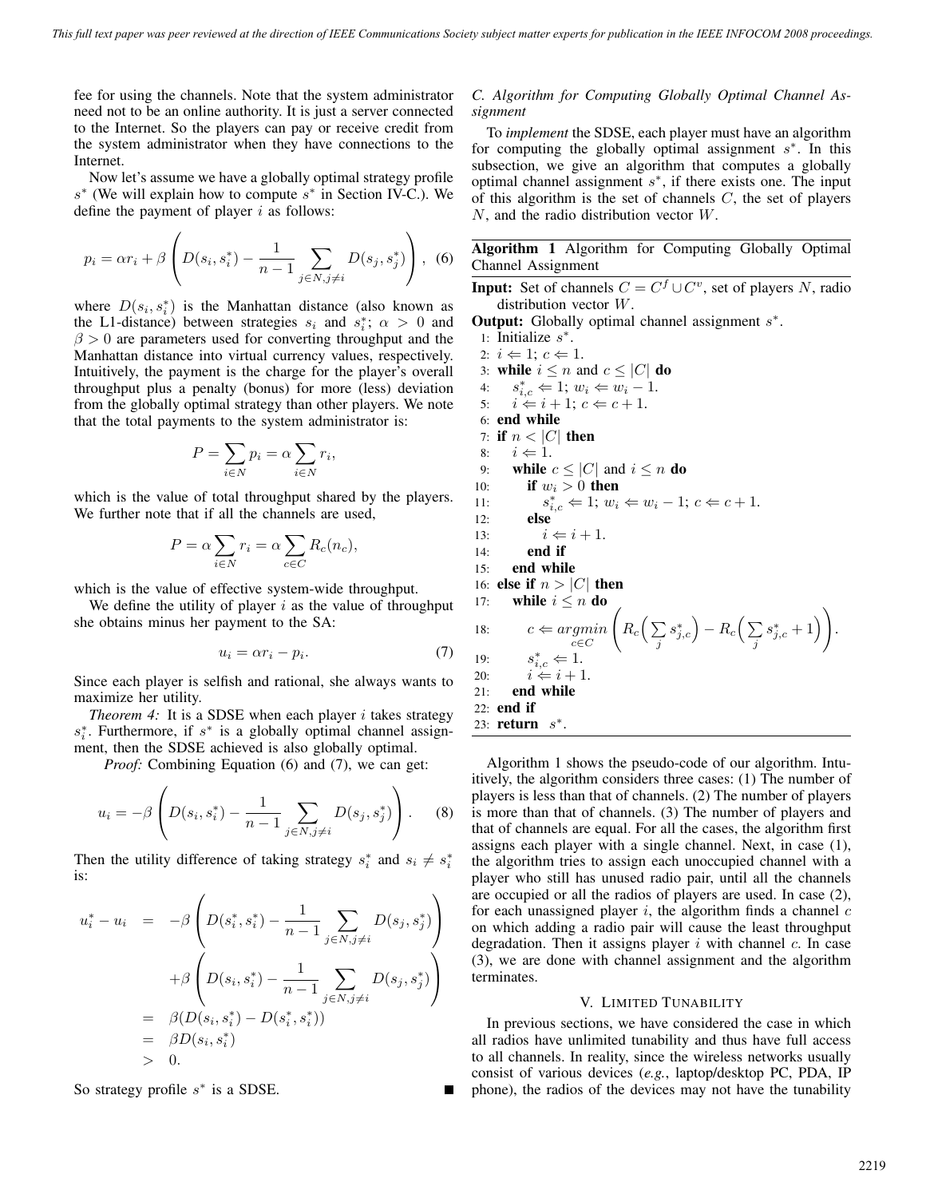fee for using the channels. Note that the system administrator need not to be an online authority. It is just a server connected to the Internet. So the players can pay or receive credit from the system administrator when they have connections to the Internet.

Now let's assume we have a globally optimal strategy profile $s^*$ (We will explain how to compute $s^*$ in Section IV-C.). We define the payment of player $i$ as follows:

$$p_i = \alpha r_i + \beta \left( D(s_i, s_i^*) - \frac{1}{n-1} \sum_{j \in N, j \neq i} D(s_j, s_j^*) \right), \quad (6)$$

where $D(s_i, s_i^*)$ is the Manhattan distance (also known as the L1-distance) between strategies $s_i$ and $s_i^*$; $\alpha > 0$ and $\beta > 0$ are parameters used for converting throughput and the Manhattan distance into virtual currency values, respectively. Intuitively, the payment is the charge for the player's overall throughput plus a penalty (bonus) for more (less) deviation from the globally optimal strategy than other players. We note that the total payments to the system administrator is:

$$P = \sum_{i \in N} p_i = \alpha \sum_{i \in N} r_i,$$

which is the value of total throughput shared by the players. We further note that if all the channels are used,

$$P = \alpha \sum_{i \in N} r_i = \alpha \sum_{c \in C} R_c(n_c),$$

which is the value of effective system-wide throughput.

We define the utility of player $i$ as the value of throughput she obtains minus her payment to the SA:

$$u_i = \alpha r_i - p_i. \quad (7)$$

Since each player is selfish and rational, she always wants to maximize her utility.

*Theorem 4:* It is a SDSE when each player $i$ takes strategy $s_i^*$. Furthermore, if $s^*$ is a globally optimal channel assignment, then the SDSE achieved is also globally optimal.

*Proof:* Combining Equation (6) and (7), we can get:

$$u_i = -\beta \left( D(s_i, s_i^*) - \frac{1}{n-1} \sum_{j \in N, j \neq i} D(s_j, s_j^*) \right). \quad (8)$$

Then the utility difference of taking strategy $s_i^*$ and $s_i \neq s_i^*$ is:

$$\begin{aligned} u_i^* - u_i &= -\beta \left( D(s_i^*, s_i^*) - \frac{1}{n-1} \sum_{j \in N, j \neq i} D(s_j, s_j^*) \right) \\ &\quad + \beta \left( D(s_i, s_i^*) - \frac{1}{n-1} \sum_{j \in N, j \neq i} D(s_j, s_j^*) \right) \\ &= \beta (D(s_i, s_i^*) - D(s_i^*, s_i^*)) \\ &= \beta D(s_i, s_i^*) \\ &> 0. \end{aligned}$$

So strategy profile $s^*$ is a SDSE. ∎

### C. Algorithm for Computing Globally Optimal Channel Assignment

To *implement* the SDSE, each player must have an algorithm for computing the globally optimal assignment $s^*$. In this subsection, we give an algorithm that computes a globally optimal channel assignment $s^*$, if there exists one. The input of this algorithm is the set of channels $C$, the set of players $N$, and the radio distribution vector $W$.

**Algorithm 1** Algorithm for Computing Globally Optimal Channel Assignment

**Input:** Set of channels $C = C^f \cup C^v$, set of players $N$, radio distribution vector $W$.
**Output:** Globally optimal channel assignment $s^*$.

1: Initialize $s^*$.
2: $i \Leftarrow 1$; $c \Leftarrow 1$.
3: **while** $i \leq n$ and $c \leq |C|$ **do**
4: $\quad s_{i,c}^* \Leftarrow 1$; $w_i \Leftarrow w_i - 1$.
5: $\quad i \Leftarrow i + 1$; $c \Leftarrow c + 1$.
6: **end while**
7: **if** $n < |C|$ **then**
8: $\quad i \Leftarrow 1$.
9: $\quad$ **while** $c \leq |C|$ and $i \leq n$ **do**
10: $\quad\quad$ **if** $w_i > 0$ **then**
11: $\quad\quad\quad s_{i,c}^* \Leftarrow 1$; $w_i \Leftarrow w_i - 1$; $c \Leftarrow c + 1$.
12: $\quad\quad$ **else**
13: $\quad\quad\quad i \Leftarrow i + 1$.
14: $\quad\quad$ **end if**
15: $\quad$ **end while**
16: **else if** $n > |C|$ **then**
17: $\quad$ **while** $i \leq n$ **do**
18: $\quad\quad c \Leftarrow \underset{c \in C}{argmin} \left( R_c\Big(\sum_j s_{j,c}^*\Big) - R_c\Big(\sum_j s_{j,c}^* + 1\Big) \right)$.
19: $\quad\quad s_{i,c}^* \Leftarrow 1$.
20: $\quad\quad i \Leftarrow i + 1$.
21: $\quad$ **end while**
22: **end if**
23: **return** $s^*$.

Algorithm 1 shows the pseudo-code of our algorithm. Intuitively, the algorithm considers three cases: (1) The number of players is less than that of channels. (2) The number of players is more than that of channels. (3) The number of players and that of channels are equal. For all the cases, the algorithm first assigns each player with a single channel. Next, in case (1), the algorithm tries to assign each unoccupied channel with a player who still has unused radio pair, until all the channels are occupied or all the radios of players are used. In case (2), for each unassigned player $i$, the algorithm finds a channel $c$ on which adding a radio pair will cause the least throughput degradation. Then it assigns player $i$ with channel $c$. In case (3), we are done with channel assignment and the algorithm terminates.

## V. Limited Tunability

In previous sections, we have considered the case in which all radios have unlimited tunability and thus have full access to all channels. In reality, since the wireless networks usually consist of various devices (*e.g.*, laptop/desktop PC, PDA, IP phone), the radios of the devices may not have the tunability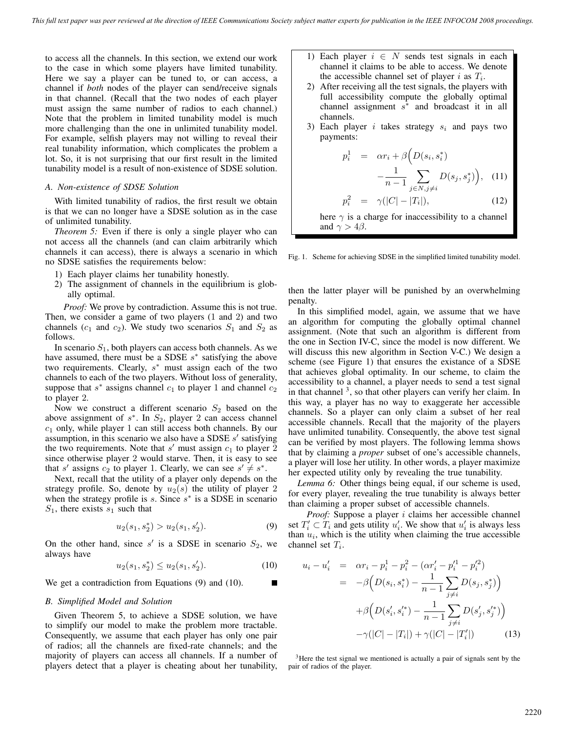to access all the channels. In this section, we extend our work to the case in which some players have limited tunability. Here we say a player can be tuned to, or can access, a channel if *both* nodes of the player can send/receive signals in that channel. (Recall that the two nodes of each player must assign the same number of radios to each channel.) Note that the problem in limited tunability model is much more challenging than the one in unlimited tunability model. For example, selfish players may not willing to reveal their real tunability information, which complicates the problem a lot. So, it is not surprising that our first result in the limited tunability model is a result of non-existence of SDSE solution.

### A. Non-existence of SDSE Solution

With limited tunability of radios, the first result we obtain is that we can no longer have a SDSE solution as in the case of unlimited tunability.

*Theorem 5:* Even if there is only a single player who can not access all the channels (and can claim arbitrarily which channels it can access), there is always a scenario in which no SDSE satisfies the requirements below:

1) Each player claims her tunability honestly.
2) The assignment of channels in the equilibrium is globally optimal.

*Proof:* We prove by contradiction. Assume this is not true. Then, we consider a game of two players (1 and 2) and two channels ($c_1$ and $c_2$). We study two scenarios $S_1$ and $S_2$ as follows.

In scenario $S_1$, both players can access both channels. As we have assumed, there must be a SDSE $s^*$ satisfying the above two requirements. Clearly, $s^*$ must assign each of the two channels to each of the two players. Without loss of generality, suppose that $s^*$ assigns channel $c_1$ to player 1 and channel $c_2$ to player 2.

Now we construct a different scenario $S_2$ based on the above assignment of $s^*$. In $S_2$, player 2 can access channel $c_1$ only, while player 1 can still access both channels. By our assumption, in this scenario we also have a SDSE $s'$ satisfying the two requirements. Note that $s'$ must assign $c_1$ to player 2 since otherwise player 2 would starve. Then, it is easy to see that $s'$ assigns $c_2$ to player 1. Clearly, we can see $s' \neq s^*$.

Next, recall that the utility of a player only depends on the strategy profile. So, denote by $u_2(s)$ the utility of player 2 when the strategy profile is $s$. Since $s^*$ is a SDSE in scenario $S_1$, there exists $s_1$ such that

$$u_2(s_1, s_2^*) > u_2(s_1, s_2'). \tag{9}$$

On the other hand, since $s'$ is a SDSE in scenario $S_2$, we always have

$$u_2(s_1, s_2^*) \leq u_2(s_1, s_2'). \tag{10}$$

We get a contradiction from Equations (9) and (10). ■

### B. Simplified Model and Solution

Given Theorem 5, to achieve a SDSE solution, we have to simplify our model to make the problem more tractable. Consequently, we assume that each player has only one pair of radios; all the channels are fixed-rate channels; and the majority of players can access all channels. If a number of players detect that a player is cheating about her tunability, then the latter player will be punished by an overwhelming penalty.

1) Each player $i \in N$ sends test signals in each channel it claims to be able to access. We denote the accessible channel set of player $i$ as $T_i$.
2) After receiving all the test signals, the players with full accessibility compute the globally optimal channel assignment $s^*$ and broadcast it in all channels.
3) Each player $i$ takes strategy $s_i$ and pays two payments:

$$p_i^1 = \alpha r_i + \beta\Big(D(s_i, s_i^*) - \frac{1}{n-1}\sum_{j \in N, j \neq i} D(s_j, s_j^*)\Big), \tag{11}$$

$$p_i^2 = \gamma(|C| - |T_i|), \tag{12}$$

here $\gamma$ is a charge for inaccessibility to a channel and $\gamma > 4\beta$.

Fig. 1. Scheme for achieving SDSE in the simplified limited tunability model.

In this simplified model, again, we assume that we have an algorithm for computing the globally optimal channel assignment. (Note that such an algorithm is different from the one in Section IV-C, since the model is now different. We will discuss this new algorithm in Section V-C.) We design a scheme (see Figure 1) that ensures the existance of a SDSE that achieves global optimality. In our scheme, to claim the accessibility to a channel, a player needs to send a test signal in that channel [3], so that other players can verify her claim. In this way, a player has no way to exaggerate her accessible channels. So a player can only claim a subset of her real accessible channels. Recall that the majority of the players have unlimited tunability. Consequently, the above test signal can be verified by most players. The following lemma shows that by claiming a *proper* subset of one's accessible channels, a player will lose her utility. In other words, a player maximize her expected utility only by revealing the true tunability.

*Lemma 6:* Other things being equal, if our scheme is used, for every player, revealing the true tunability is always better than claiming a proper subset of accessible channels.

*Proof:* Suppose a player $i$ claims her accessible channel set $T_i' \subset T_i$ and gets utility $u_i'$. We show that $u_i'$ is always less than $u_i$, which is the utility when claiming the true accessible channel set $T_i$.

$$\begin{aligned}
u_i - u_i' &= \alpha r_i - p_i^1 - p_i^2 - (\alpha r_i' - p_i'^1 - p_i'^2) \\
&= -\beta\Big(D(s_i, s_i^*) - \frac{1}{n-1}\sum_{j \neq i} D(s_j, s_j^*)\Big) \\
&\quad + \beta\Big(D(s_i', s_i'^*) - \frac{1}{n-1}\sum_{j \neq i} D(s_j', s_j'^*)\Big) \\
&\quad - \gamma(|C| - |T_i|) + \gamma(|C| - |T_i'|)
\end{aligned} \tag{13}$$

[3] Here the test signal we mentioned is actually a pair of signals sent by the pair of radios of the player.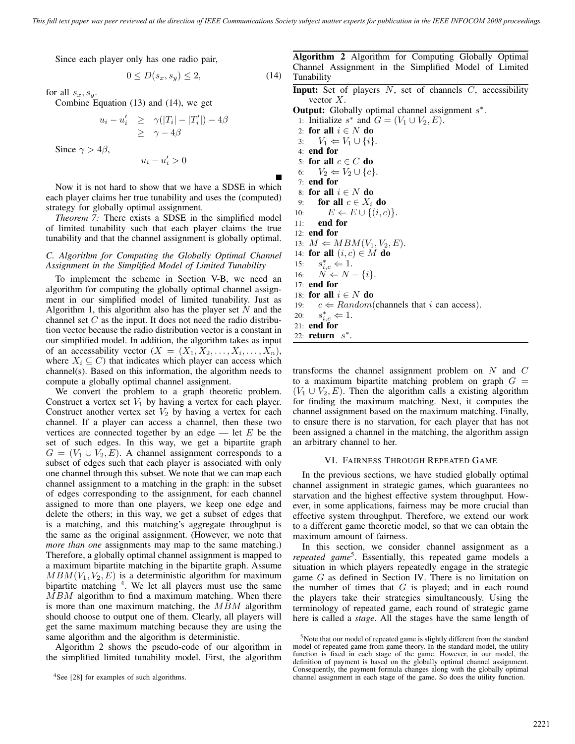Since each player only has one radio pair,

$$0 \leq D(s_x, s_y) \leq 2, \tag{14}$$

for all $s_x, s_y$.

Combine Equation (13) and (14), we get

$$\begin{aligned} u_i - u_i' &\geq \gamma(|T_i| - |T_i'|) - 4\beta \\ &\geq \gamma - 4\beta \end{aligned}$$

Since $\gamma > 4\beta$,

$$u_i - u_i' > 0$$

■

Now it is not hard to show that we have a SDSE in which each player claims her true tunability and uses the (computed) strategy for globally optimal assignment.

*Theorem 7:* There exists a SDSE in the simplified model of limited tunability such that each player claims the true tunability and that the channel assignment is globally optimal.

### C. Algorithm for Computing the Globally Optimal Channel Assignment in the Simplified Model of Limited Tunability

To implement the scheme in Section V-B, we need an algorithm for computing the globally optimal channel assignment in our simplified model of limited tunability. Just as Algorithm 1, this algorithm also has the player set $N$ and the channel set $C$ as the input. It does not need the radio distribution vector because the radio distribution vector is a constant in our simplified model. In addition, the algorithm takes as input of an accessability vector ($X = (X_1, X_2, \ldots, X_i, \ldots, X_n)$, where $X_i \subseteq C$) that indicates which player can access which channel(s). Based on this information, the algorithm needs to compute a globally optimal channel assignment.

We convert the problem to a graph theoretic problem. Construct a vertex set $V_1$ by having a vertex for each player. Construct another vertex set $V_2$ by having a vertex for each channel. If a player can access a channel, then these two vertices are connected together by an edge — let $E$ be the set of such edges. In this way, we get a bipartite graph $G = (V_1 \cup V_2, E)$. A channel assignment corresponds to a subset of edges such that each player is associated with only one channel through this subset. We note that we can map each channel assignment to a matching in the graph: in the subset of edges corresponding to the assignment, for each channel assigned to more than one players, we keep one edge and delete the others; in this way, we get a subset of edges that is a matching, and this matching's aggregate throughput is the same as the original assignment. (However, we note that *more than one* assignments may map to the same matching.) Therefore, a globally optimal channel assignment is mapped to a maximum bipartite matching in the bipartite graph. Assume $MBM(V_1, V_2, E)$ is a deterministic algorithm for maximum bipartite matching [4]. We let all players must use the same $MBM$ algorithm to find a maximum matching. When there is more than one maximum matching, the $MBM$ algorithm should choose to output one of them. Clearly, all players will get the same maximum matching because they are using the same algorithm and the algorithm is deterministic.

Algorithm 2 shows the pseudo-code of our algorithm in the simplified limited tunability model. First, the algorithm transforms the channel assignment problem on $N$ and $C$ to a maximum bipartite matching problem on graph $G = (V_1 \cup V_2, E)$. Then the algorithm calls a existing algorithm for finding the maximum matching. Next, it computes the channel assignment based on the maximum matching. Finally, to ensure there is no starvation, for each player that has not been assigned a channel in the matching, the algorithm assign an arbitrary channel to her.

[4] See [28] for examples of such algorithms.

---

**Algorithm 2** Algorithm for Computing Globally Optimal Channel Assignment in the Simplified Model of Limited Tunability

**Input:** Set of players $N$, set of channels $C$, accessibility vector $X$.
**Output:** Globally optimal channel assignment $s^*$.

```
1:  Initialize s* and G = (V1 ∪ V2, E).
2:  for all i ∈ N do
3:      V1 ⇐ V1 ∪ {i}.
4:  end for
5:  for all c ∈ C do
6:      V2 ⇐ V2 ∪ {c}.
7:  end for
8:  for all i ∈ N do
9:      for all c ∈ X_i do
10:         E ⇐ E ∪ {(i, c)}.
11:     end for
12: end for
13: M ⇐ MBM(V1, V2, E).
14: for all (i, c) ∈ M do
15:     s*_{i,c} ⇐ 1.
16:     N ⇐ N − {i}.
17: end for
18: for all i ∈ N do
19:     c ⇐ Random(channels that i can access).
20:     s*_{i,c} ⇐ 1.
21: end for
22: return s*.
```

---

## VI. Fairness Through Repeated Game

In the previous sections, we have studied globally optimal channel assignment in strategic games, which guarantees no starvation and the highest effective system throughput. However, in some applications, fairness may be more crucial than effective system throughput. Therefore, we extend our work to a different game theoretic model, so that we can obtain the maximum amount of fairness.

In this section, we consider channel assignment as a *repeated game*[5]. Essentially, this repeated game models a situation in which players repeatedly engage in the strategic game $G$ as defined in Section IV. There is no limitation on the number of times that $G$ is played; and in each round the players take their strategies simultaneously. Using the terminology of repeated game, each round of strategic game here is called a *stage*. All the stages have the same length of

[5] Note that our model of repeated game is slightly different from the standard model of repeated game from game theory. In the standard model, the utility function is fixed in each stage of the game. However, in our model, the definition of payment is based on the globally optimal channel assignment. Consequently, the payment formula changes along with the globally optimal channel assignment in each stage of the game. So does the utility function.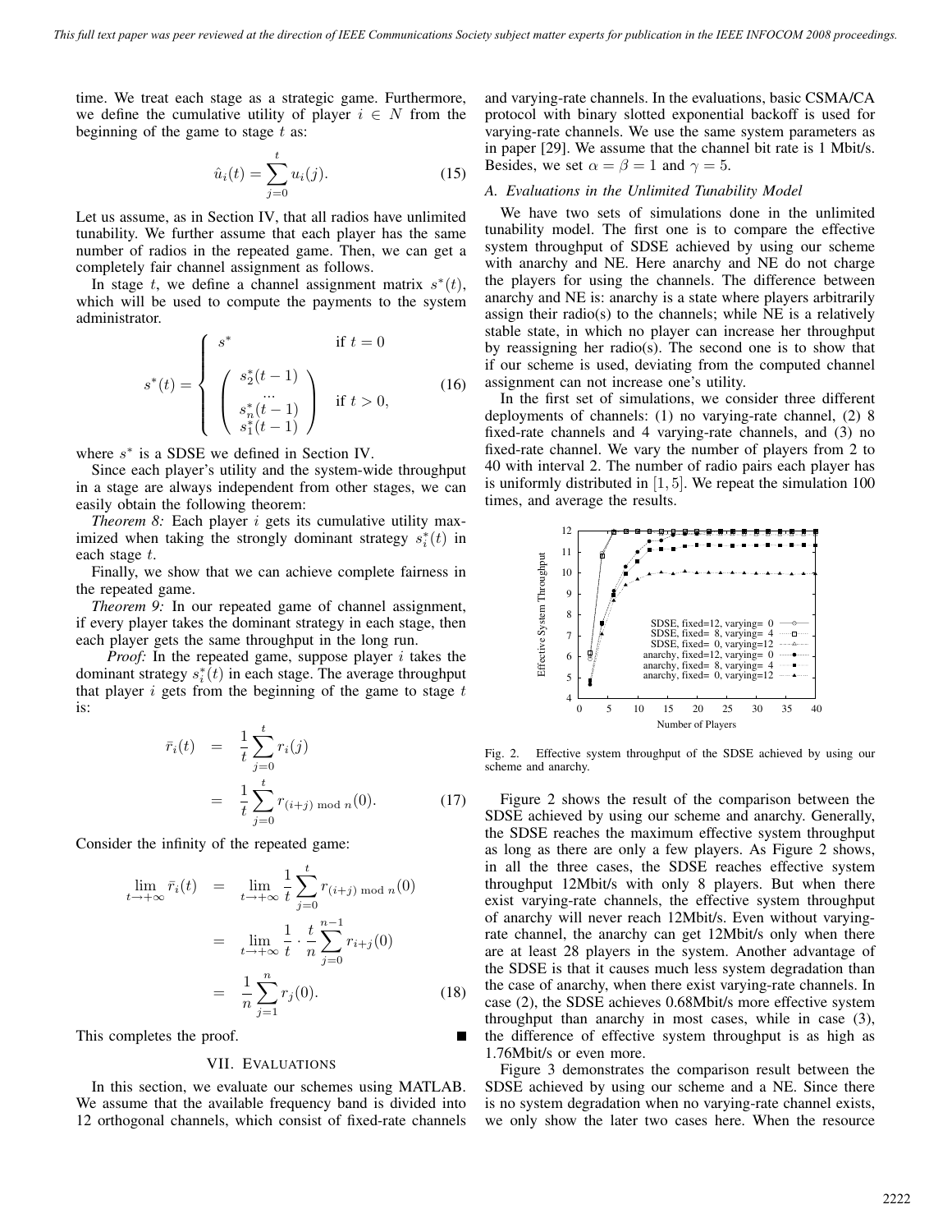time. We treat each stage as a strategic game. Furthermore, we define the cumulative utility of player $i \in N$ from the beginning of the game to stage $t$ as:

$$\hat{u}_i(t) = \sum_{j=0}^{t} u_i(j). \tag{15}$$

Let us assume, as in Section IV, that all radios have unlimited tunability. We further assume that each player has the same number of radios in the repeated game. Then, we can get a completely fair channel assignment as follows.

In stage $t$, we define a channel assignment matrix $s^*(t)$, which will be used to compute the payments to the system administrator.

$$s^*(t) = \begin{cases} s^* & \text{if } t = 0 \\ \begin{pmatrix} s_2^*(t-1) \\ \cdots \\ s_n^*(t-1) \\ s_1^*(t-1) \end{pmatrix} & \text{if } t > 0, \end{cases} \tag{16}$$

where $s^*$ is a SDSE we defined in Section IV.

Since each player's utility and the system-wide throughput in a stage are always independent from other stages, we can easily obtain the following theorem:

*Theorem 8:* Each player $i$ gets its cumulative utility maximized when taking the strongly dominant strategy $s_i^*(t)$ in each stage $t$.

Finally, we show that we can achieve complete fairness in the repeated game.

*Theorem 9:* In our repeated game of channel assignment, if every player takes the dominant strategy in each stage, then each player gets the same throughput in the long run.

*Proof:* In the repeated game, suppose player $i$ takes the dominant strategy $s_i^*(t)$ in each stage. The average throughput that player $i$ gets from the beginning of the game to stage $t$ is:

$$\begin{aligned} \bar{r}_i(t) &= \frac{1}{t}\sum_{j=0}^{t} r_i(j) \\ &= \frac{1}{t}\sum_{j=0}^{t} r_{(i+j) \bmod n}(0). \end{aligned} \tag{17}$$

Consider the infinity of the repeated game:

$$\begin{aligned} \lim_{t \to +\infty} \bar{r}_i(t) &= \lim_{t \to +\infty} \frac{1}{t}\sum_{j=0}^{t} r_{(i+j) \bmod n}(0) \\ &= \lim_{t \to +\infty} \frac{1}{t} \cdot \frac{t}{n} \sum_{j=0}^{n-1} r_{i+j}(0) \\ &= \frac{1}{n}\sum_{j=1}^{n} r_j(0). \end{aligned} \tag{18}$$

This completes the proof. ∎

## VII. Evaluations

In this section, we evaluate our schemes using MATLAB. We assume that the available frequency band is divided into 12 orthogonal channels, which consist of fixed-rate channels and varying-rate channels. In the evaluations, basic CSMA/CA protocol with binary slotted exponential backoff is used for varying-rate channels. We use the same system parameters as in paper [29]. We assume that the channel bit rate is 1 Mbit/s. Besides, we set $\alpha = \beta = 1$ and $\gamma = 5$.

### A. Evaluations in the Unlimited Tunability Model

We have two sets of simulations done in the unlimited tunability model. The first one is to compare the effective system throughput of SDSE achieved by using our scheme with anarchy and NE. Here anarchy and NE do not charge the players for using the channels. The difference between anarchy and NE is: anarchy is a state where players arbitrarily assign their radio(s) to the channels; while NE is a relatively stable state, in which no player can increase her throughput by reassigning her radio(s). The second one is to show that if our scheme is used, deviating from the computed channel assignment can not increase one's utility.

In the first set of simulations, we consider three different deployments of channels: (1) no varying-rate channel, (2) 8 fixed-rate channels and 4 varying-rate channels, and (3) no fixed-rate channel. We vary the number of players from 2 to 40 with interval 2. The number of radio pairs each player has is uniformly distributed in $[1, 5]$. We repeat the simulation 100 times, and average the results.

Fig. 2. Effective system throughput of the SDSE achieved by using our scheme and anarchy.

Figure 2 shows the result of the comparison between the SDSE achieved by using our scheme and anarchy. Generally, the SDSE reaches the maximum effective system throughput as long as there are only a few players. As Figure 2 shows, in all the three cases, the SDSE reaches effective system throughput 12Mbit/s with only 8 players. But when there exist varying-rate channels, the effective system throughput of anarchy will never reach 12Mbit/s. Even without varying-rate channel, the anarchy can get 12Mbit/s only when there are at least 28 players in the system. Another advantage of the SDSE is that it causes much less system degradation than the case of anarchy, when there exist varying-rate channels. In case (2), the SDSE achieves 0.68Mbit/s more effective system throughput than anarchy in most cases, while in case (3), the difference of effective system throughput is as high as 1.76Mbit/s or even more.

Figure 3 demonstrates the comparison result between the SDSE achieved by using our scheme and a NE. Since there is no system degradation when no varying-rate channel exists, we only show the later two cases here. When the resource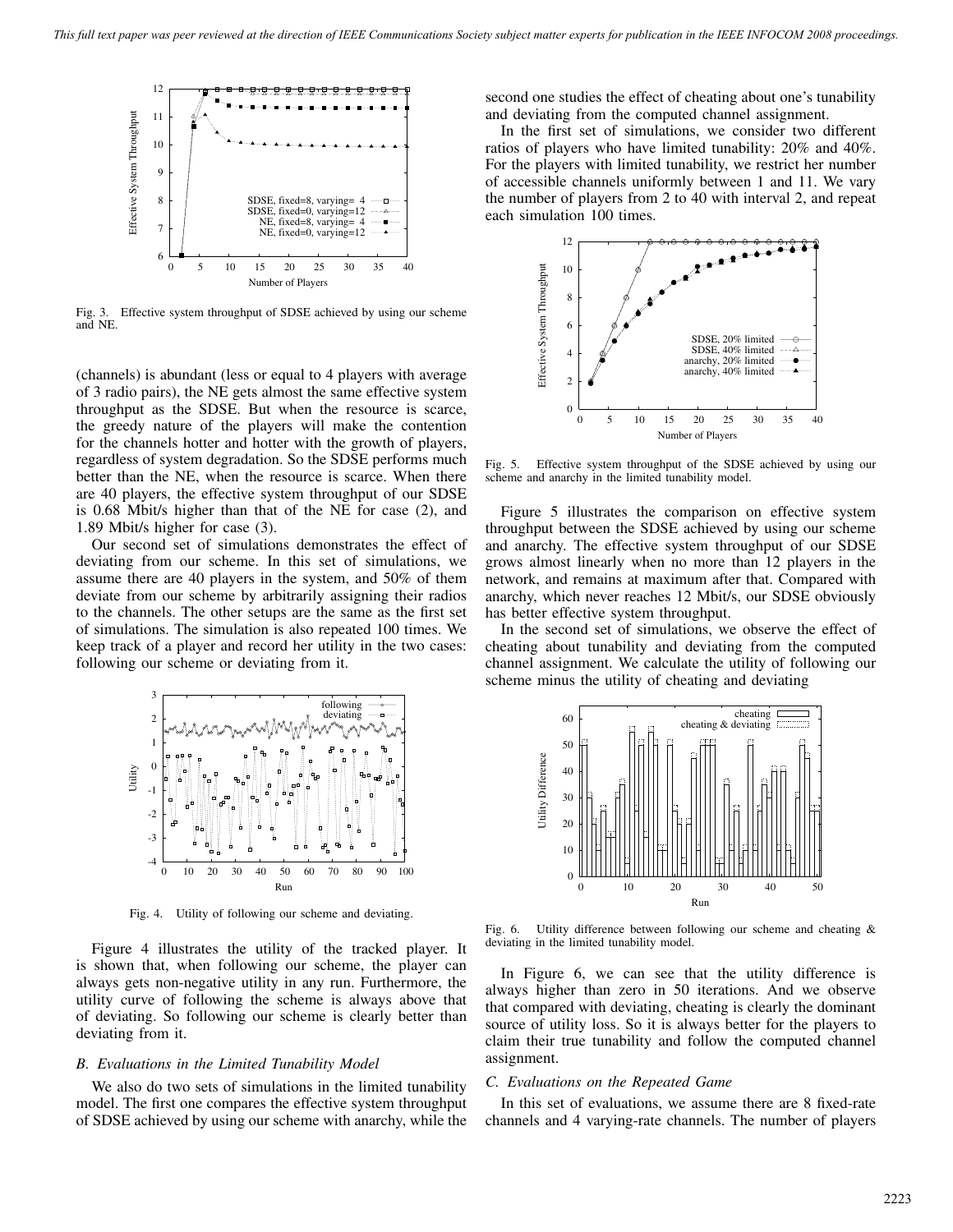Fig. 3. Effective system throughput of SDSE achieved by using our scheme and NE.

(channels) is abundant (less or equal to 4 players with average of 3 radio pairs), the NE gets almost the same effective system throughput as the SDSE. But when the resource is scarce, the greedy nature of the players will make the contention for the channels hotter and hotter with the growth of players, regardless of system degradation. So the SDSE performs much better than the NE, when the resource is scarce. When there are 40 players, the effective system throughput of our SDSE is 0.68 Mbit/s higher than that of the NE for case (2), and 1.89 Mbit/s higher for case (3).

Our second set of simulations demonstrates the effect of deviating from our scheme. In this set of simulations, we assume there are 40 players in the system, and 50% of them deviate from our scheme by arbitrarily assigning their radios to the channels. The other setups are the same as the first set of simulations. The simulation is also repeated 100 times. We keep track of a player and record her utility in the two cases: following our scheme or deviating from it.

Fig. 4. Utility of following our scheme and deviating.

Figure 4 illustrates the utility of the tracked player. It is shown that, when following our scheme, the player can always gets non-negative utility in any run. Furthermore, the utility curve of following the scheme is always above that of deviating. So following our scheme is clearly better than deviating from it.

### B. Evaluations in the Limited Tunability Model

We also do two sets of simulations in the limited tunability model. The first one compares the effective system throughput of SDSE achieved by using our scheme with anarchy, while the second one studies the effect of cheating about one's tunability and deviating from the computed channel assignment.

In the first set of simulations, we consider two different ratios of players who have limited tunability: 20% and 40%. For the players with limited tunability, we restrict her number of accessible channels uniformly between 1 and 11. We vary the number of players from 2 to 40 with interval 2, and repeat each simulation 100 times.

Fig. 5. Effective system throughput of the SDSE achieved by using our scheme and anarchy in the limited tunability model.

Figure 5 illustrates the comparison on effective system throughput between the SDSE achieved by using our scheme and anarchy. The effective system throughput of our SDSE grows almost linearly when no more than 12 players in the network, and remains at maximum after that. Compared with anarchy, which never reaches 12 Mbit/s, our SDSE obviously has better effective system throughput.

In the second set of simulations, we observe the effect of cheating about tunability and deviating from the computed channel assignment. We calculate the utility of following our scheme minus the utility of cheating and deviating

Fig. 6. Utility difference between following our scheme and cheating & deviating in the limited tunability model.

In Figure 6, we can see that the utility difference is always higher than zero in 50 iterations. And we observe that compared with deviating, cheating is clearly the dominant source of utility loss. So it is always better for the players to claim their true tunability and follow the computed channel assignment.

### C. Evaluations on the Repeated Game

In this set of evaluations, we assume there are 8 fixed-rate channels and 4 varying-rate channels. The number of players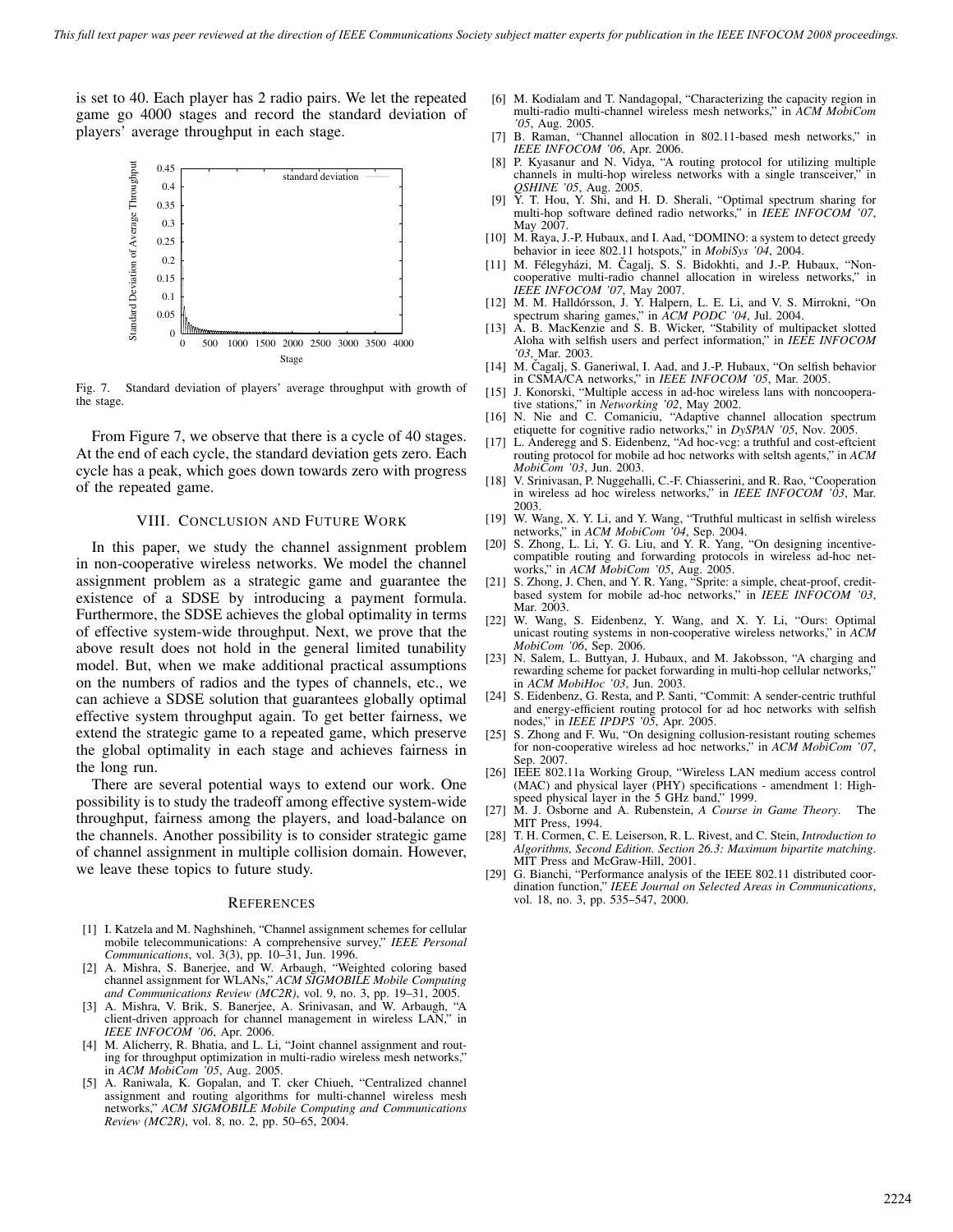is set to 40. Each player has 2 radio pairs. We let the repeated game go 4000 stages and record the standard deviation of players' average throughput in each stage.

Standard Deviation of Average Throughput
0.45
0.4
0.35
0.3
0.25
0.2
0.15
0.1
0.05
0
0 500 1000 1500 2000 2500 3000 3500 4000
Stage
standard deviation

Fig. 7. Standard deviation of players' average throughput with growth of the stage.

From Figure 7, we observe that there is a cycle of 40 stages. At the end of each cycle, the standard deviation gets zero. Each cycle has a peak, which goes down towards zero with progress of the repeated game.

## VIII. Conclusion and Future Work

In this paper, we study the channel assignment problem in non-cooperative wireless networks. We model the channel assignment problem as a strategic game and guarantee the existence of a SDSE by introducing a payment formula. Furthermore, the SDSE achieves the global optimality in terms of effective system-wide throughput. Next, we prove that the above result does not hold in the general limited tunability model. But, when we make additional practical assumptions on the numbers of radios and the types of channels, etc., we can achieve a SDSE solution that guarantees globally optimal effective system throughput again. To get better fairness, we extend the strategic game to a repeated game, which preserve the global optimality in each stage and achieves fairness in the long run.

There are several potential ways to extend our work. One possibility is to study the tradeoff among effective system-wide throughput, fairness among the players, and load-balance on the channels. Another possibility is to consider strategic game of channel assignment in multiple collision domain. However, we leave these topics to future study.

## References

[1] I. Katzela and M. Naghshineh, "Channel assignment schemes for cellular mobile telecommunications: A comprehensive survey," *IEEE Personal Communications*, vol. 3(3), pp. 10–31, Jun. 1996.

[2] A. Mishra, S. Banerjee, and W. Arbaugh, "Weighted coloring based channel assignment for WLANs," *ACM SIGMOBILE Mobile Computing and Communications Review (MC2R)*, vol. 9, no. 3, pp. 19–31, 2005.

[3] A. Mishra, V. Brik, S. Banerjee, A. Srinivasan, and W. Arbaugh, "A client-driven approach for channel management in wireless LAN," in *IEEE INFOCOM '06*, Apr. 2006.

[4] M. Alicherry, R. Bhatia, and L. Li, "Joint channel assignment and routing for throughput optimization in multi-radio wireless mesh networks," in *ACM MobiCom '05*, Aug. 2005.

[5] A. Raniwala, K. Gopalan, and T. cker Chiueh, "Centralized channel assignment and routing algorithms for multi-channel wireless mesh networks," *ACM SIGMOBILE Mobile Computing and Communications Review (MC2R)*, vol. 8, no. 2, pp. 50–65, 2004.

[6] M. Kodialam and T. Nandagopal, "Characterizing the capacity region in multi-radio multi-channel wireless mesh networks," in *ACM MobiCom '05*, Aug. 2005.

[7] B. Raman, "Channel allocation in 802.11-based mesh networks," in *IEEE INFOCOM '06*, Apr. 2006.

[8] P. Kyasanur and N. Vidya, "A routing protocol for utilizing multiple channels in multi-hop wireless networks with a single transceiver," in *QSHINE '05*, Aug. 2005.

[9] Y. T. Hou, Y. Shi, and H. D. Sherali, "Optimal spectrum sharing for multi-hop software defined radio networks," in *IEEE INFOCOM '07*, May 2007.

[10] M. Raya, J.-P. Hubaux, and I. Aad, "DOMINO: a system to detect greedy behavior in ieee 802.11 hotspots," in *MobiSys '04*, 2004.

[11] M. Félegyházi, M. Čagalj, S. S. Bidokhti, and J.-P. Hubaux, "Non-cooperative multi-radio channel allocation in wireless networks," in *IEEE INFOCOM '07*, May 2007.

[12] M. M. Halldórsson, J. Y. Halpern, L. E. Li, and V. S. Mirrokni, "On spectrum sharing games," in *ACM PODC '04*, Jul. 2004.

[13] A. B. MacKenzie and S. B. Wicker, "Stability of multipacket slotted Aloha with selfish users and perfect information," in *IEEE INFOCOM '03*, Mar. 2003.

[14] M. Čagalj, S. Ganeriwal, I. Aad, and J.-P. Hubaux, "On selfish behavior in CSMA/CA networks," in *IEEE INFOCOM '05*, Mar. 2005.

[15] J. Konorski, "Multiple access in ad-hoc wireless lans with noncooperative stations," in *Networking '02*, May 2002.

[16] N. Nie and C. Comaniciu, "Adaptive channel allocation spectrum etiquette for cognitive radio networks," in *DySPAN '05*, Nov. 2005.

[17] L. Anderegg and S. Eidenbenz, "Ad hoc-vcg: a truthful and cost-efctient routing protocol for mobile ad hoc networks with seltsh agents," in *ACM MobiCom '03*, Jun. 2003.

[18] V. Srinivasan, P. Nuggehalli, C.-F. Chiasserini, and R. Rao, "Cooperation in wireless ad hoc wireless networks," in *IEEE INFOCOM '03*, Mar. 2003.

[19] W. Wang, X. Y. Li, and Y. Wang, "Truthful multicast in selfish wireless networks," in *ACM MobiCom '04*, Sep. 2004.

[20] S. Zhong, L. Li, Y. G. Liu, and Y. R. Yang, "On designing incentive-compatible routing and forwarding protocols in wireless ad-hoc networks," in *ACM MobiCom '05*, Aug. 2005.

[21] S. Zhong, J. Chen, and Y. R. Yang, "Sprite: a simple, cheat-proof, credit-based system for mobile ad-hoc networks," in *IEEE INFOCOM '03*, Mar. 2003.

[22] W. Wang, S. Eidenbenz, Y. Wang, and X. Y. Li, "Ours: Optimal unicast routing systems in non-cooperative wireless networks," in *ACM MobiCom '06*, Sep. 2006.

[23] N. Salem, L. Buttyan, J. Hubaux, and M. Jakobsson, "A charging and rewarding scheme for packet forwarding in multi-hop cellular networks," in *ACM MobiHoc '03*, Jun. 2003.

[24] S. Eidenbenz, G. Resta, and P. Santi, "Commit: A sender-centric truthful and energy-efficient routing protocol for ad hoc networks with selfish nodes," in *IEEE IPDPS '05*, Apr. 2005.

[25] S. Zhong and F. Wu, "On designing collusion-resistant routing schemes for non-cooperative wireless ad hoc networks," in *ACM MobiCom '07*, Sep. 2007.

[26] IEEE 802.11a Working Group, "Wireless LAN medium access control (MAC) and physical layer (PHY) specifications - amendment 1: High-speed physical layer in the 5 GHz band," 1999.

[27] M. J. Osborne and A. Rubenstein, *A Course in Game Theory*. The MIT Press, 1994.

[28] T. H. Cormen, C. E. Leiserson, R. L. Rivest, and C. Stein, *Introduction to Algorithms, Second Edition. Section 26.3: Maximum bipartite matching*. MIT Press and McGraw-Hill, 2001.

[29] G. Bianchi, "Performance analysis of the IEEE 802.11 distributed coordination function," *IEEE Journal on Selected Areas in Communications*, vol. 18, no. 3, pp. 535–547, 2000.